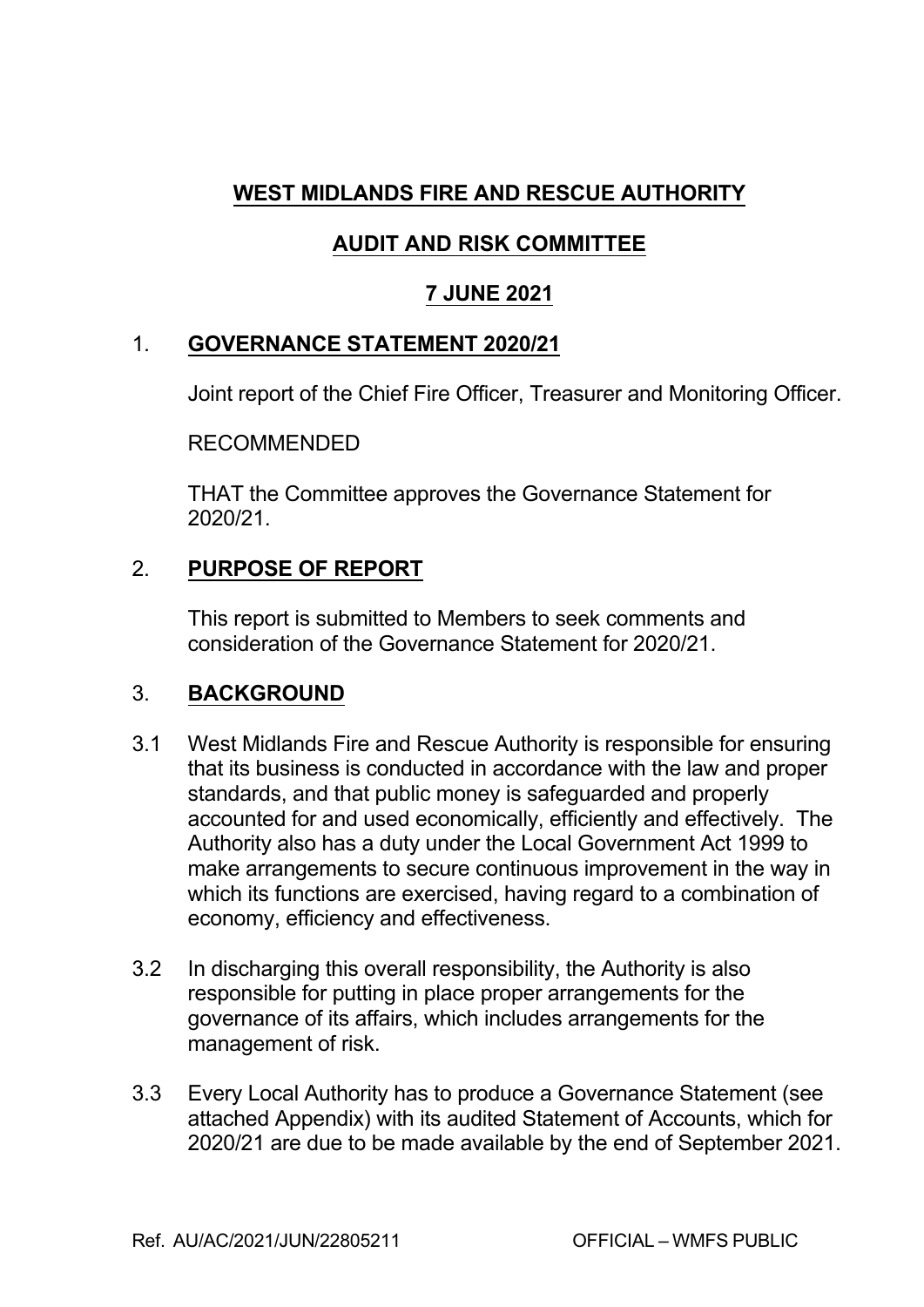# WEST MIDLANDS FIRE AND RESCUE AUTHORITY

## AUDIT AND RISK COMMITTEE

## 7 JUNE 2021

## 1. GOVERNANCE STATEMENT 2020/21

Joint report of the Chief Fire Officer, Treasurer and Monitoring Officer.

RECOMMENDED

THAT the Committee approves the Governance Statement for 2020/21.

## 2. PURPOSE OF REPORT

This report is submitted to Members to seek comments and consideration of the Governance Statement for 2020/21.

## 3. BACKGROUND

3.1 West Midlands Fire and Rescue Authority is responsible for ensuring that its business is conducted in accordance with the law and proper standards, and that public money is safeguarded and properly accounted for and used economically, efficiently and effectively. The Authority also has a duty under the Local Government Act 1999 to make arrangements to secure continuous improvement in the way in which its functions are exercised, having regard to a combination of economy, efficiency and effectiveness.

3.2 In discharging this overall responsibility, the Authority is also responsible for putting in place proper arrangements for the governance of its affairs, which includes arrangements for the management of risk.

3.3 Every Local Authority has to produce a Governance Statement (see attached Appendix) with its audited Statement of Accounts, which for 2020/21 are due to be made available by the end of September 2021.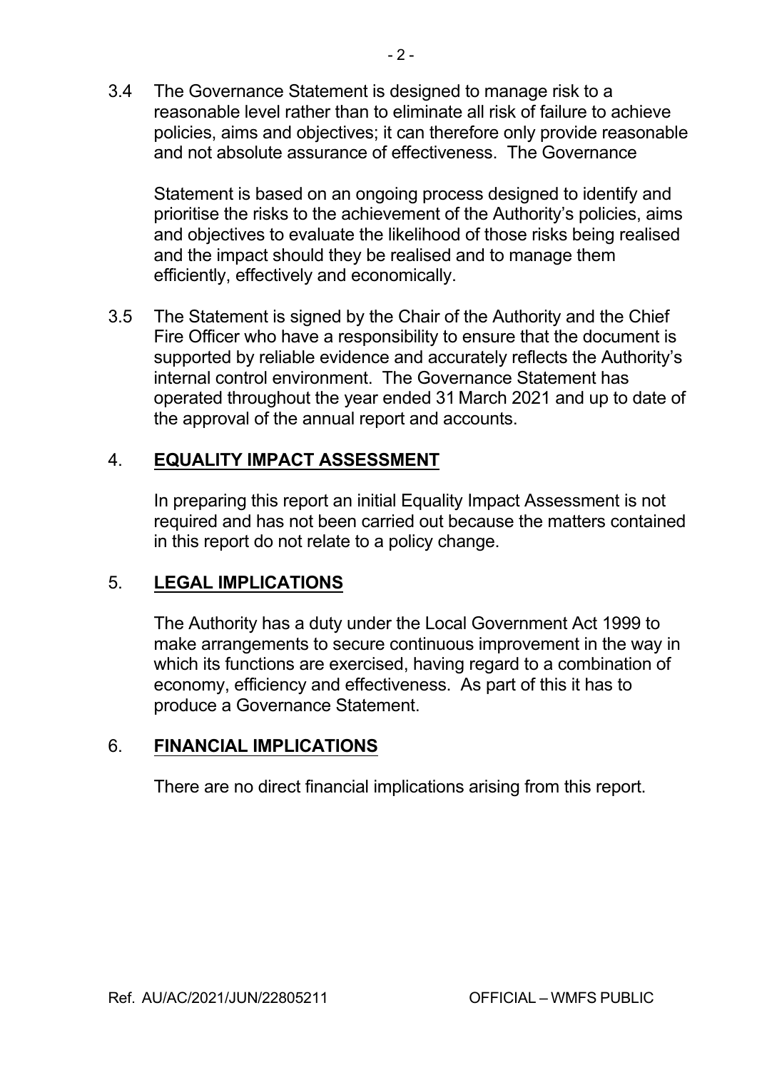3.4 The Governance Statement is designed to manage risk to a reasonable level rather than to eliminate all risk of failure to achieve policies, aims and objectives; it can therefore only provide reasonable and not absolute assurance of effectiveness. The Governance

Statement is based on an ongoing process designed to identify and prioritise the risks to the achievement of the Authority's policies, aims and objectives to evaluate the likelihood of those risks being realised and the impact should they be realised and to manage them efficiently, effectively and economically.

3.5 The Statement is signed by the Chair of the Authority and the Chief Fire Officer who have a responsibility to ensure that the document is supported by reliable evidence and accurately reflects the Authority's internal control environment. The Governance Statement has operated throughout the year ended 31 March 2021 and up to date of the approval of the annual report and accounts.

## 4. EQUALITY IMPACT ASSESSMENT

In preparing this report an initial Equality Impact Assessment is not required and has not been carried out because the matters contained in this report do not relate to a policy change.

## 5. LEGAL IMPLICATIONS

The Authority has a duty under the Local Government Act 1999 to make arrangements to secure continuous improvement in the way in which its functions are exercised, having regard to a combination of economy, efficiency and effectiveness. As part of this it has to produce a Governance Statement.

## 6. FINANCIAL IMPLICATIONS

There are no direct financial implications arising from this report.

Ref. AU/AC/2021/JUN/22805211 OFFICIAL – WMFS PUBLIC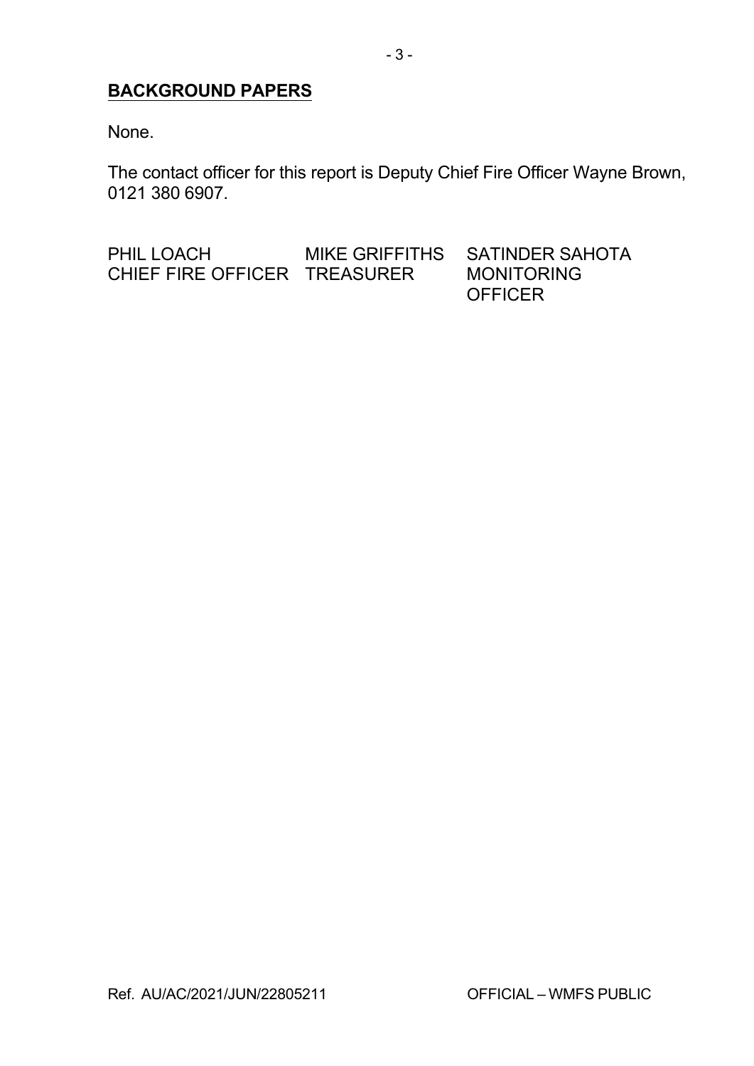## BACKGROUND PAPERS

None.

The contact officer for this report is Deputy Chief Fire Officer Wayne Brown, 0121 380 6907.

| PHIL LOACH | MIKE GRIFFITHS | SATINDER SAHOTA |
|---|---|---|
| CHIEF FIRE OFFICER | TREASURER | MONITORING OFFICER |

Ref. AU/AC/2021/JUN/22805211

OFFICIAL – WMFS PUBLIC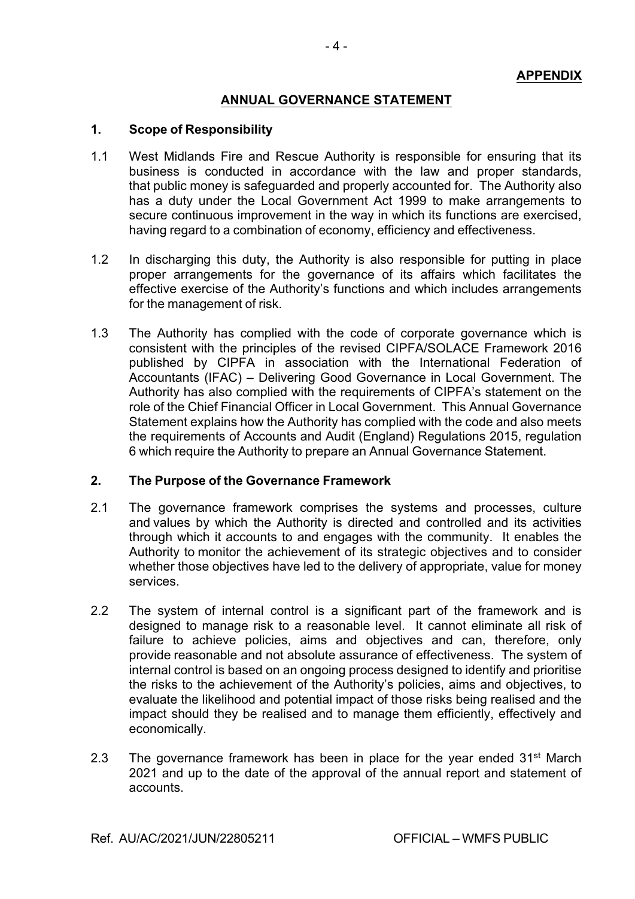**APPENDIX**

# ANNUAL GOVERNANCE STATEMENT

## 1. Scope of Responsibility

1.1 West Midlands Fire and Rescue Authority is responsible for ensuring that its business is conducted in accordance with the law and proper standards, that public money is safeguarded and properly accounted for. The Authority also has a duty under the Local Government Act 1999 to make arrangements to secure continuous improvement in the way in which its functions are exercised, having regard to a combination of economy, efficiency and effectiveness.

1.2 In discharging this duty, the Authority is also responsible for putting in place proper arrangements for the governance of its affairs which facilitates the effective exercise of the Authority's functions and which includes arrangements for the management of risk.

1.3 The Authority has complied with the code of corporate governance which is consistent with the principles of the revised CIPFA/SOLACE Framework 2016 published by CIPFA in association with the International Federation of Accountants (IFAC) – Delivering Good Governance in Local Government. The Authority has also complied with the requirements of CIPFA's statement on the role of the Chief Financial Officer in Local Government. This Annual Governance Statement explains how the Authority has complied with the code and also meets the requirements of Accounts and Audit (England) Regulations 2015, regulation 6 which require the Authority to prepare an Annual Governance Statement.

## 2. The Purpose of the Governance Framework

2.1 The governance framework comprises the systems and processes, culture and values by which the Authority is directed and controlled and its activities through which it accounts to and engages with the community. It enables the Authority to monitor the achievement of its strategic objectives and to consider whether those objectives have led to the delivery of appropriate, value for money services.

2.2 The system of internal control is a significant part of the framework and is designed to manage risk to a reasonable level. It cannot eliminate all risk of failure to achieve policies, aims and objectives and can, therefore, only provide reasonable and not absolute assurance of effectiveness. The system of internal control is based on an ongoing process designed to identify and prioritise the risks to the achievement of the Authority's policies, aims and objectives, to evaluate the likelihood and potential impact of those risks being realised and the impact should they be realised and to manage them efficiently, effectively and economically.

2.3 The governance framework has been in place for the year ended 31st March 2021 and up to the date of the approval of the annual report and statement of accounts.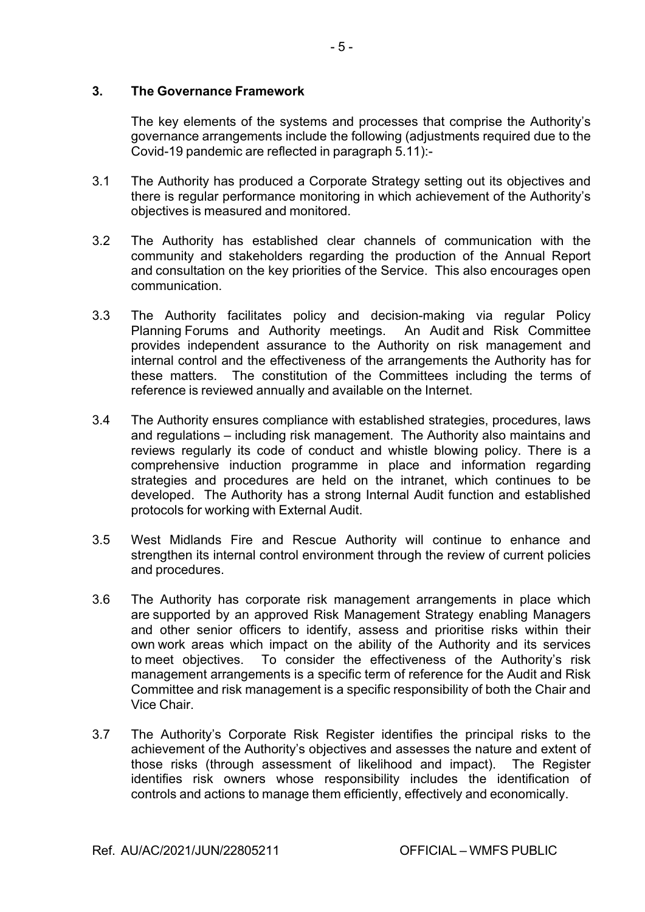## 3. The Governance Framework

The key elements of the systems and processes that comprise the Authority's governance arrangements include the following (adjustments required due to the Covid-19 pandemic are reflected in paragraph 5.11):-

3.1 The Authority has produced a Corporate Strategy setting out its objectives and there is regular performance monitoring in which achievement of the Authority's objectives is measured and monitored.

3.2 The Authority has established clear channels of communication with the community and stakeholders regarding the production of the Annual Report and consultation on the key priorities of the Service. This also encourages open communication.

3.3 The Authority facilitates policy and decision-making via regular Policy Planning Forums and Authority meetings. An Audit and Risk Committee provides independent assurance to the Authority on risk management and internal control and the effectiveness of the arrangements the Authority has for these matters. The constitution of the Committees including the terms of reference is reviewed annually and available on the Internet.

3.4 The Authority ensures compliance with established strategies, procedures, laws and regulations – including risk management. The Authority also maintains and reviews regularly its code of conduct and whistle blowing policy. There is a comprehensive induction programme in place and information regarding strategies and procedures are held on the intranet, which continues to be developed. The Authority has a strong Internal Audit function and established protocols for working with External Audit.

3.5 West Midlands Fire and Rescue Authority will continue to enhance and strengthen its internal control environment through the review of current policies and procedures.

3.6 The Authority has corporate risk management arrangements in place which are supported by an approved Risk Management Strategy enabling Managers and other senior officers to identify, assess and prioritise risks within their own work areas which impact on the ability of the Authority and its services to meet objectives. To consider the effectiveness of the Authority's risk management arrangements is a specific term of reference for the Audit and Risk Committee and risk management is a specific responsibility of both the Chair and Vice Chair.

3.7 The Authority's Corporate Risk Register identifies the principal risks to the achievement of the Authority's objectives and assesses the nature and extent of those risks (through assessment of likelihood and impact). The Register identifies risk owners whose responsibility includes the identification of controls and actions to manage them efficiently, effectively and economically.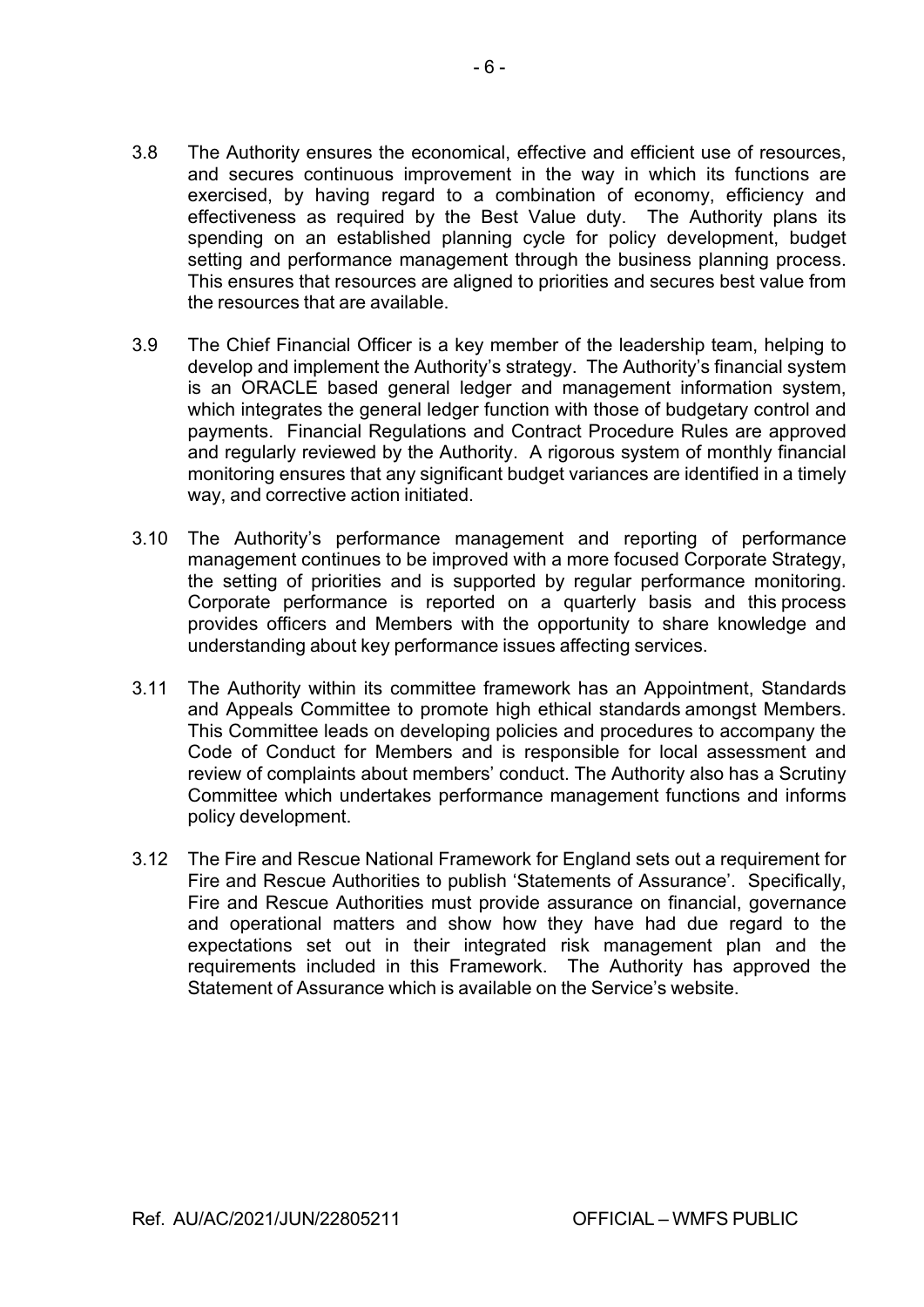3.8 The Authority ensures the economical, effective and efficient use of resources, and secures continuous improvement in the way in which its functions are exercised, by having regard to a combination of economy, efficiency and effectiveness as required by the Best Value duty. The Authority plans its spending on an established planning cycle for policy development, budget setting and performance management through the business planning process. This ensures that resources are aligned to priorities and secures best value from the resources that are available.

3.9 The Chief Financial Officer is a key member of the leadership team, helping to develop and implement the Authority's strategy. The Authority's financial system is an ORACLE based general ledger and management information system, which integrates the general ledger function with those of budgetary control and payments. Financial Regulations and Contract Procedure Rules are approved and regularly reviewed by the Authority. A rigorous system of monthly financial monitoring ensures that any significant budget variances are identified in a timely way, and corrective action initiated.

3.10 The Authority's performance management and reporting of performance management continues to be improved with a more focused Corporate Strategy, the setting of priorities and is supported by regular performance monitoring. Corporate performance is reported on a quarterly basis and this process provides officers and Members with the opportunity to share knowledge and understanding about key performance issues affecting services.

3.11 The Authority within its committee framework has an Appointment, Standards and Appeals Committee to promote high ethical standards amongst Members. This Committee leads on developing policies and procedures to accompany the Code of Conduct for Members and is responsible for local assessment and review of complaints about members' conduct. The Authority also has a Scrutiny Committee which undertakes performance management functions and informs policy development.

3.12 The Fire and Rescue National Framework for England sets out a requirement for Fire and Rescue Authorities to publish 'Statements of Assurance'. Specifically, Fire and Rescue Authorities must provide assurance on financial, governance and operational matters and show how they have had due regard to the expectations set out in their integrated risk management plan and the requirements included in this Framework. The Authority has approved the Statement of Assurance which is available on the Service's website.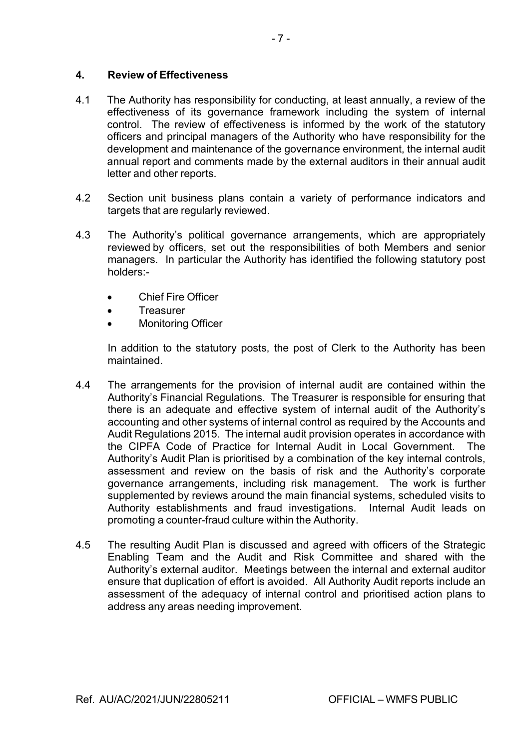## 4. Review of Effectiveness

4.1 The Authority has responsibility for conducting, at least annually, a review of the effectiveness of its governance framework including the system of internal control. The review of effectiveness is informed by the work of the statutory officers and principal managers of the Authority who have responsibility for the development and maintenance of the governance environment, the internal audit annual report and comments made by the external auditors in their annual audit letter and other reports.

4.2 Section unit business plans contain a variety of performance indicators and targets that are regularly reviewed.

4.3 The Authority's political governance arrangements, which are appropriately reviewed by officers, set out the responsibilities of both Members and senior managers. In particular the Authority has identified the following statutory post holders:-

- Chief Fire Officer
- Treasurer
- Monitoring Officer

In addition to the statutory posts, the post of Clerk to the Authority has been maintained.

4.4 The arrangements for the provision of internal audit are contained within the Authority's Financial Regulations. The Treasurer is responsible for ensuring that there is an adequate and effective system of internal audit of the Authority's accounting and other systems of internal control as required by the Accounts and Audit Regulations 2015. The internal audit provision operates in accordance with the CIPFA Code of Practice for Internal Audit in Local Government. The Authority's Audit Plan is prioritised by a combination of the key internal controls, assessment and review on the basis of risk and the Authority's corporate governance arrangements, including risk management. The work is further supplemented by reviews around the main financial systems, scheduled visits to Authority establishments and fraud investigations. Internal Audit leads on promoting a counter-fraud culture within the Authority.

4.5 The resulting Audit Plan is discussed and agreed with officers of the Strategic Enabling Team and the Audit and Risk Committee and shared with the Authority's external auditor. Meetings between the internal and external auditor ensure that duplication of effort is avoided. All Authority Audit reports include an assessment of the adequacy of internal control and prioritised action plans to address any areas needing improvement.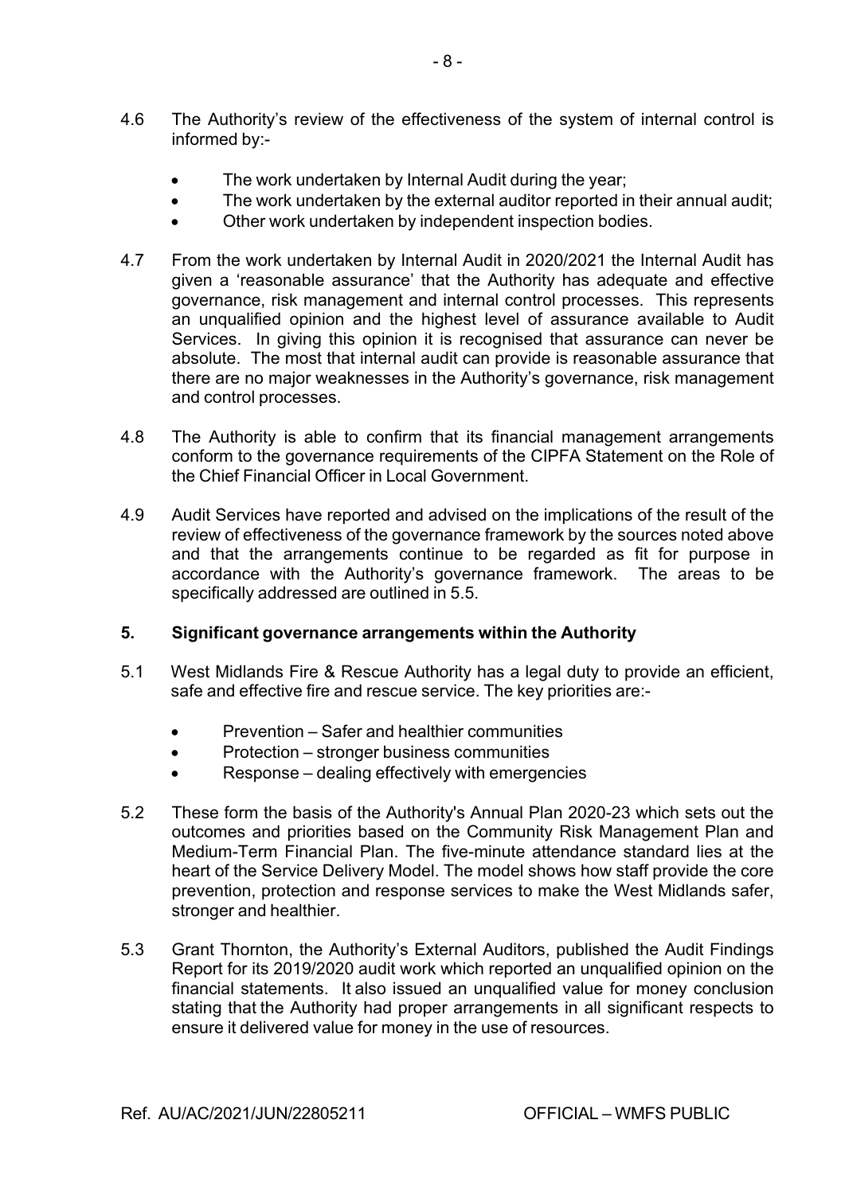4.6 The Authority's review of the effectiveness of the system of internal control is informed by:-

- The work undertaken by Internal Audit during the year;
- The work undertaken by the external auditor reported in their annual audit;
- Other work undertaken by independent inspection bodies.

4.7 From the work undertaken by Internal Audit in 2020/2021 the Internal Audit has given a 'reasonable assurance' that the Authority has adequate and effective governance, risk management and internal control processes. This represents an unqualified opinion and the highest level of assurance available to Audit Services. In giving this opinion it is recognised that assurance can never be absolute. The most that internal audit can provide is reasonable assurance that there are no major weaknesses in the Authority's governance, risk management and control processes.

4.8 The Authority is able to confirm that its financial management arrangements conform to the governance requirements of the CIPFA Statement on the Role of the Chief Financial Officer in Local Government.

4.9 Audit Services have reported and advised on the implications of the result of the review of effectiveness of the governance framework by the sources noted above and that the arrangements continue to be regarded as fit for purpose in accordance with the Authority's governance framework. The areas to be specifically addressed are outlined in 5.5.

## 5. Significant governance arrangements within the Authority

5.1 West Midlands Fire & Rescue Authority has a legal duty to provide an efficient, safe and effective fire and rescue service. The key priorities are:-

- Prevention – Safer and healthier communities
- Protection – stronger business communities
- Response – dealing effectively with emergencies

5.2 These form the basis of the Authority's Annual Plan 2020-23 which sets out the outcomes and priorities based on the Community Risk Management Plan and Medium-Term Financial Plan. The five-minute attendance standard lies at the heart of the Service Delivery Model. The model shows how staff provide the core prevention, protection and response services to make the West Midlands safer, stronger and healthier.

5.3 Grant Thornton, the Authority's External Auditors, published the Audit Findings Report for its 2019/2020 audit work which reported an unqualified opinion on the financial statements. It also issued an unqualified value for money conclusion stating that the Authority had proper arrangements in all significant respects to ensure it delivered value for money in the use of resources.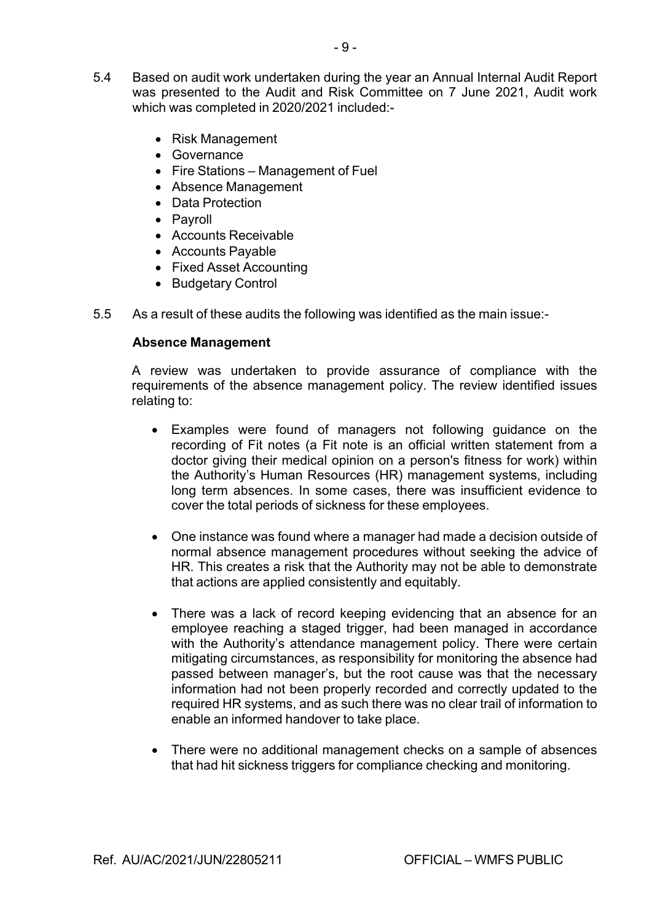5.4 Based on audit work undertaken during the year an Annual Internal Audit Report was presented to the Audit and Risk Committee on 7 June 2021, Audit work which was completed in 2020/2021 included:-

- Risk Management
- Governance
- Fire Stations – Management of Fuel
- Absence Management
- Data Protection
- Payroll
- Accounts Receivable
- Accounts Payable
- Fixed Asset Accounting
- Budgetary Control

5.5 As a result of these audits the following was identified as the main issue:-

**Absence Management**

A review was undertaken to provide assurance of compliance with the requirements of the absence management policy. The review identified issues relating to:

- Examples were found of managers not following guidance on the recording of Fit notes (a Fit note is an official written statement from a doctor giving their medical opinion on a person's fitness for work) within the Authority's Human Resources (HR) management systems, including long term absences. In some cases, there was insufficient evidence to cover the total periods of sickness for these employees.

- One instance was found where a manager had made a decision outside of normal absence management procedures without seeking the advice of HR. This creates a risk that the Authority may not be able to demonstrate that actions are applied consistently and equitably.

- There was a lack of record keeping evidencing that an absence for an employee reaching a staged trigger, had been managed in accordance with the Authority's attendance management policy. There were certain mitigating circumstances, as responsibility for monitoring the absence had passed between manager's, but the root cause was that the necessary information had not been properly recorded and correctly updated to the required HR systems, and as such there was no clear trail of information to enable an informed handover to take place.

- There were no additional management checks on a sample of absences that had hit sickness triggers for compliance checking and monitoring.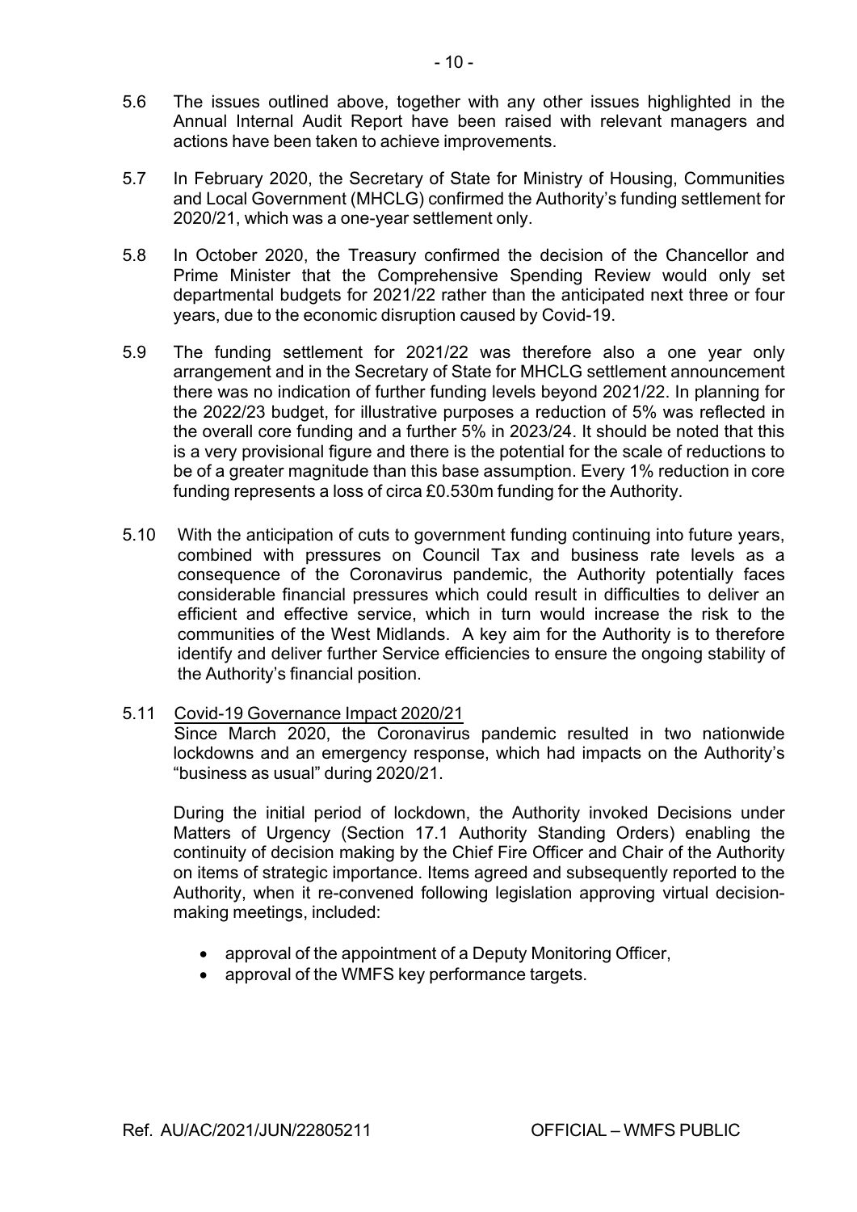5.6 The issues outlined above, together with any other issues highlighted in the Annual Internal Audit Report have been raised with relevant managers and actions have been taken to achieve improvements.

5.7 In February 2020, the Secretary of State for Ministry of Housing, Communities and Local Government (MHCLG) confirmed the Authority's funding settlement for 2020/21, which was a one-year settlement only.

5.8 In October 2020, the Treasury confirmed the decision of the Chancellor and Prime Minister that the Comprehensive Spending Review would only set departmental budgets for 2021/22 rather than the anticipated next three or four years, due to the economic disruption caused by Covid-19.

5.9 The funding settlement for 2021/22 was therefore also a one year only arrangement and in the Secretary of State for MHCLG settlement announcement there was no indication of further funding levels beyond 2021/22. In planning for the 2022/23 budget, for illustrative purposes a reduction of 5% was reflected in the overall core funding and a further 5% in 2023/24. It should be noted that this is a very provisional figure and there is the potential for the scale of reductions to be of a greater magnitude than this base assumption. Every 1% reduction in core funding represents a loss of circa £0.530m funding for the Authority.

5.10 With the anticipation of cuts to government funding continuing into future years, combined with pressures on Council Tax and business rate levels as a consequence of the Coronavirus pandemic, the Authority potentially faces considerable financial pressures which could result in difficulties to deliver an efficient and effective service, which in turn would increase the risk to the communities of the West Midlands. A key aim for the Authority is to therefore identify and deliver further Service efficiencies to ensure the ongoing stability of the Authority's financial position.

5.11 <u>Covid-19 Governance Impact 2020/21</u>

Since March 2020, the Coronavirus pandemic resulted in two nationwide lockdowns and an emergency response, which had impacts on the Authority's "business as usual" during 2020/21.

During the initial period of lockdown, the Authority invoked Decisions under Matters of Urgency (Section 17.1 Authority Standing Orders) enabling the continuity of decision making by the Chief Fire Officer and Chair of the Authority on items of strategic importance. Items agreed and subsequently reported to the Authority, when it re-convened following legislation approving virtual decision-making meetings, included:

- approval of the appointment of a Deputy Monitoring Officer,
- approval of the WMFS key performance targets.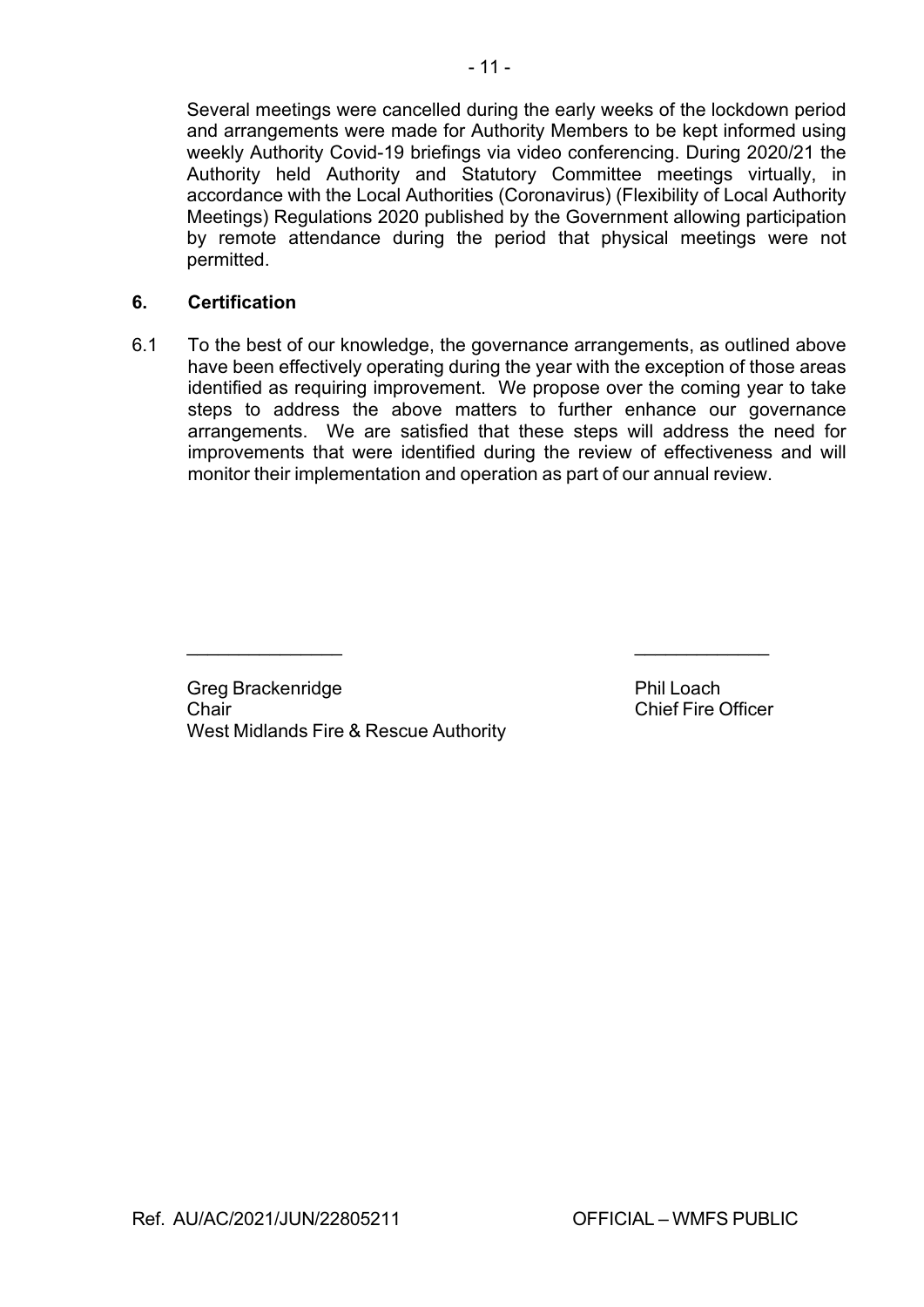Several meetings were cancelled during the early weeks of the lockdown period and arrangements were made for Authority Members to be kept informed using weekly Authority Covid-19 briefings via video conferencing. During 2020/21 the Authority held Authority and Statutory Committee meetings virtually, in accordance with the Local Authorities (Coronavirus) (Flexibility of Local Authority Meetings) Regulations 2020 published by the Government allowing participation by remote attendance during the period that physical meetings were not permitted.

## 6. Certification

6.1 To the best of our knowledge, the governance arrangements, as outlined above have been effectively operating during the year with the exception of those areas identified as requiring improvement. We propose over the coming year to take steps to address the above matters to further enhance our governance arrangements. We are satisfied that these steps will address the need for improvements that were identified during the review of effectiveness and will monitor their implementation and operation as part of our annual review.

\_\_\_\_\_\_\_\_\_\_\_\_\_\_\_

Greg Brackenridge
Chair
West Midlands Fire & Rescue Authority

\_\_\_\_\_\_\_\_\_\_\_\_\_

Phil Loach
Chief Fire Officer

Ref. AU/AC/2021/JUN/22805211

OFFICIAL – WMFS PUBLIC